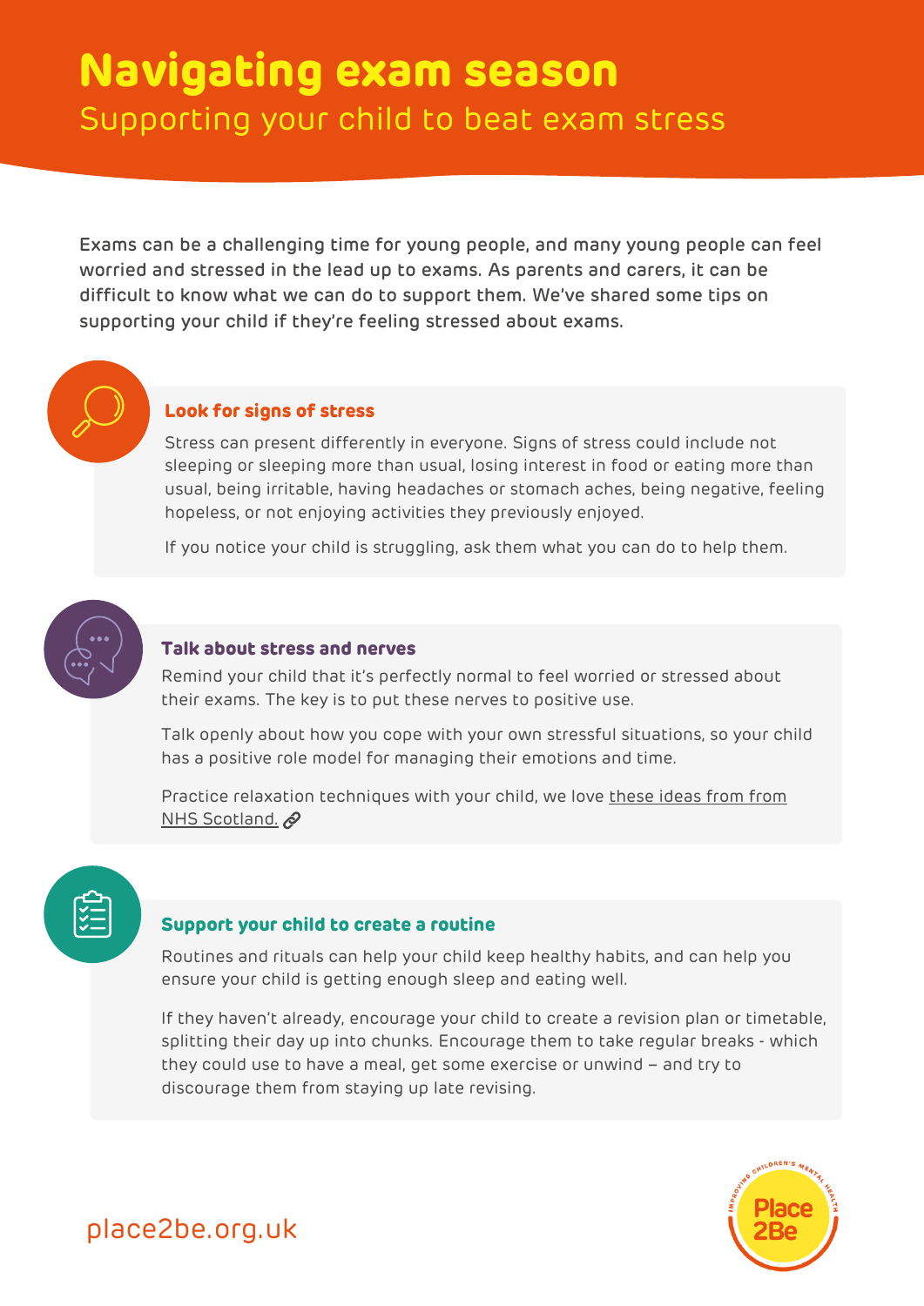# Navigating exam season

## Supporting your child to beat exam stress

Exams can be a challenging time for young people, and many young people can feel worried and stressed in the lead up to exams. As parents and carers, it can be difficult to know what we can do to support them. We've shared some tips on supporting your child if they're feeling stressed about exams.

### Look for signs of stress

Stress can present differently in everyone. Signs of stress could include not sleeping or sleeping more than usual, losing interest in food or eating more than usual, being irritable, having headaches or stomach aches, being negative, feeling hopeless, or not enjoying activities they previously enjoyed.

If you notice your child is struggling, ask them what you can do to help them.

### Talk about stress and nerves

Remind your child that it's perfectly normal to feel worried or stressed about their exams. The key is to put these nerves to positive use.

Talk openly about how you cope with your own stressful situations, so your child has a positive role model for managing their emotions and time.

Practice relaxation techniques with your child, we love these ideas from from NHS Scotland.

### Support your child to create a routine

Routines and rituals can help your child keep healthy habits, and can help you ensure your child is getting enough sleep and eating well.

If they haven't already, encourage your child to create a revision plan or timetable, splitting their day up into chunks. Encourage them to take regular breaks - which they could use to have a meal, get some exercise or unwind – and try to discourage them from staying up late revising.

place2be.org.uk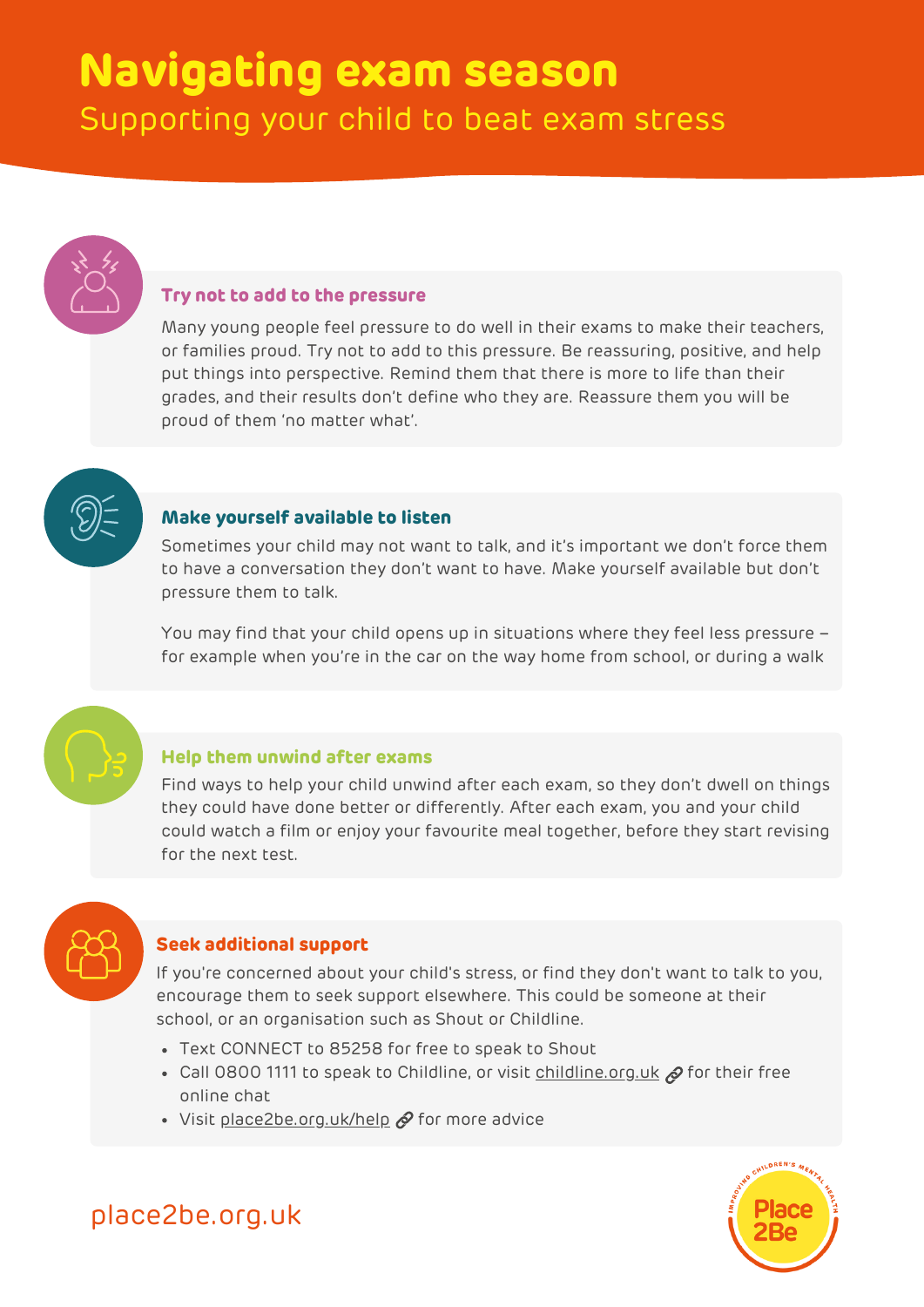# Navigating exam season

## Supporting your child to beat exam stress

### Try not to add to the pressure

Many young people feel pressure to do well in their exams to make their teachers, or families proud. Try not to add to this pressure. Be reassuring, positive, and help put things into perspective. Remind them that there is more to life than their grades, and their results don't define who they are. Reassure them you will be proud of them 'no matter what'.

### Make yourself available to listen

Sometimes your child may not want to talk, and it's important we don't force them to have a conversation they don't want to have. Make yourself available but don't pressure them to talk.

You may find that your child opens up in situations where they feel less pressure – for example when you're in the car on the way home from school, or during a walk

### Help them unwind after exams

Find ways to help your child unwind after each exam, so they don't dwell on things they could have done better or differently. After each exam, you and your child could watch a film or enjoy your favourite meal together, before they start revising for the next test.

### Seek additional support

If you're concerned about your child's stress, or find they don't want to talk to you, encourage them to seek support elsewhere. This could be someone at their school, or an organisation such as Shout or Childline.

- Text CONNECT to 85258 for free to speak to Shout
- Call 0800 1111 to speak to Childline, or visit childline.org.uk for their free online chat
- Visit place2be.org.uk/help for more advice

place2be.org.uk

Place 2Be — Improving children's mental health